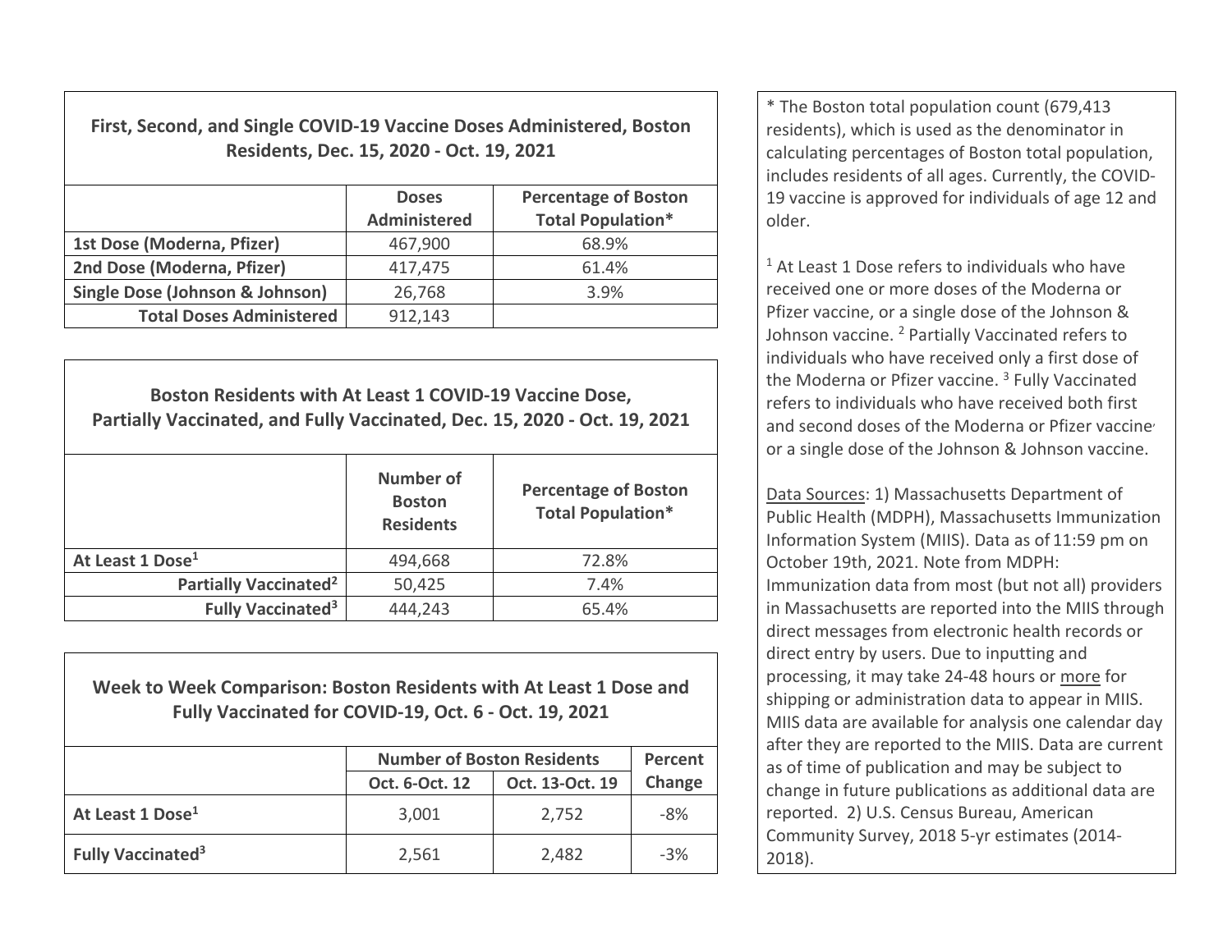| First, Second, and Single COVID-19 Vaccine Doses Administered, Boston Residents, Dec. 15, 2020 - Oct. 19, 2021 | | |
|---|---|---|
| | Doses Administered | Percentage of Boston Total Population* |
| **1st Dose (Moderna, Pfizer)** | 467,900 | 68.9% |
| **2nd Dose (Moderna, Pfizer)** | 417,475 | 61.4% |
| **Single Dose (Johnson & Johnson)** | 26,768 | 3.9% |
| **Total Doses Administered** | 912,143 | |

| Boston Residents with At Least 1 COVID-19 Vaccine Dose, Partially Vaccinated, and Fully Vaccinated, Dec. 15, 2020 - Oct. 19, 2021 | | |
|---|---|---|
| | Number of Boston Residents | Percentage of Boston Total Population* |
| **At Least 1 Dose[1]** | 494,668 | 72.8% |
| **Partially Vaccinated[2]** | 50,425 | 7.4% |
| **Fully Vaccinated[3]** | 444,243 | 65.4% |

| Week to Week Comparison: Boston Residents with At Least 1 Dose and Fully Vaccinated for COVID-19, Oct. 6 - Oct. 19, 2021 | | | |
|---|---|---|---|
| | Number of Boston Residents | | Percent Change |
| | Oct. 6-Oct. 12 | Oct. 13-Oct. 19 | |
| **At Least 1 Dose[1]** | 3,001 | 2,752 | -8% |
| **Fully Vaccinated[3]** | 2,561 | 2,482 | -3% |

* The Boston total population count (679,413 residents), which is used as the denominator in calculating percentages of Boston total population, includes residents of all ages. Currently, the COVID-19 vaccine is approved for individuals of age 12 and older.

[1] At Least 1 Dose refers to individuals who have received one or more doses of the Moderna or Pfizer vaccine, or a single dose of the Johnson & Johnson vaccine. [2] Partially Vaccinated refers to individuals who have received only a first dose of the Moderna or Pfizer vaccine. [3] Fully Vaccinated refers to individuals who have received both first and second doses of the Moderna or Pfizer vaccine or a single dose of the Johnson & Johnson vaccine.

Data Sources: 1) Massachusetts Department of Public Health (MDPH), Massachusetts Immunization Information System (MIIS). Data as of 11:59 pm on October 19th, 2021. Note from MDPH: Immunization data from most (but not all) providers in Massachusetts are reported into the MIIS through direct messages from electronic health records or direct entry by users. Due to inputting and processing, it may take 24-48 hours or more for shipping or administration data to appear in MIIS. MIIS data are available for analysis one calendar day after they are reported to the MIIS. Data are current as of time of publication and may be subject to change in future publications as additional data are reported. 2) U.S. Census Bureau, American Community Survey, 2018 5-yr estimates (2014-2018).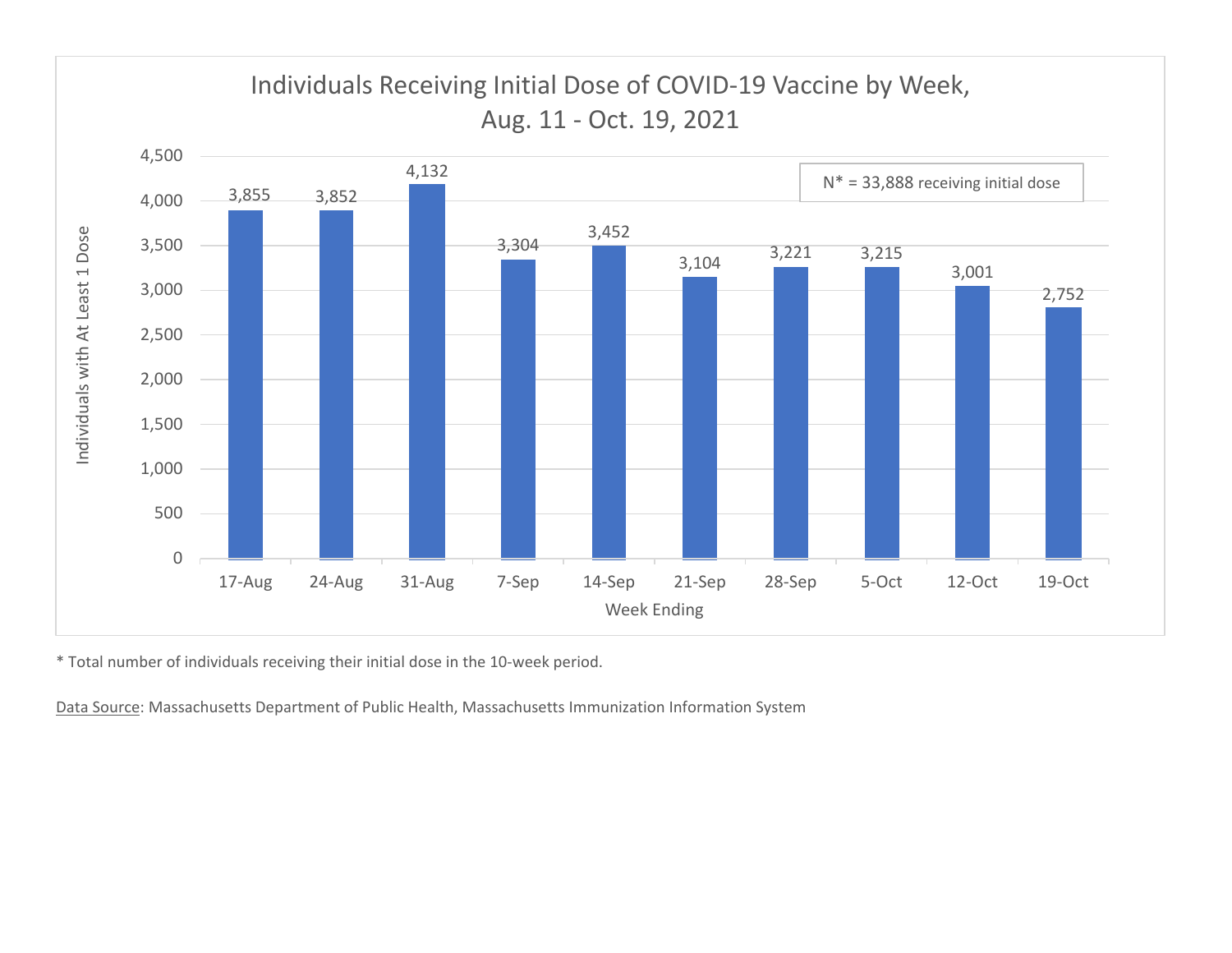## Individuals Receiving Initial Dose of COVID-19 Vaccine by Week, Aug. 11 - Oct. 19, 2021

N* = 33,888 receiving initial dose

| Week Ending | Individuals with At Least 1 Dose |
|---|---|
| 17-Aug | 3,855 |
| 24-Aug | 3,852 |
| 31-Aug | 4,132 |
| 7-Sep | 3,304 |
| 14-Sep | 3,452 |
| 21-Sep | 3,104 |
| 28-Sep | 3,221 |
| 5-Oct | 3,215 |
| 12-Oct | 3,001 |
| 19-Oct | 2,752 |

* Total number of individuals receiving their initial dose in the 10-week period.

Data Source: Massachusetts Department of Public Health, Massachusetts Immunization Information System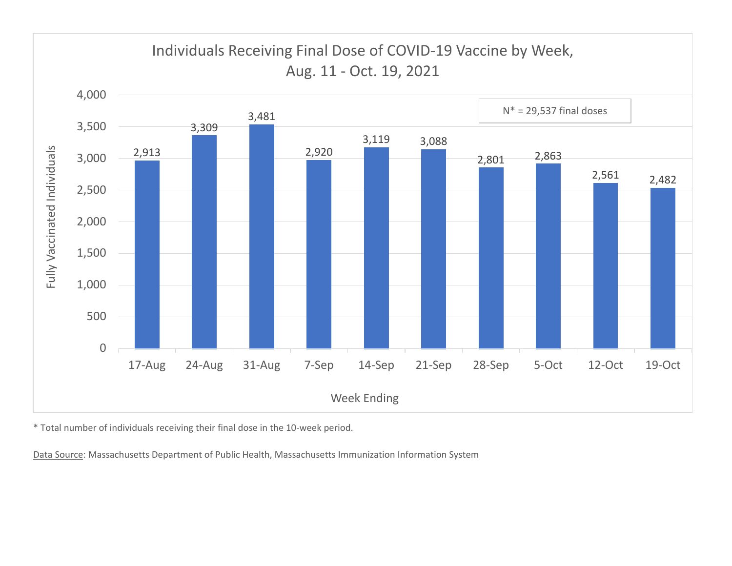## Individuals Receiving Final Dose of COVID-19 Vaccine by Week, Aug. 11 - Oct. 19, 2021

N* = 29,537 final doses

| Week Ending | Fully Vaccinated Individuals |
| --- | --- |
| 17-Aug | 2,913 |
| 24-Aug | 3,309 |
| 31-Aug | 3,481 |
| 7-Sep | 2,920 |
| 14-Sep | 3,119 |
| 21-Sep | 3,088 |
| 28-Sep | 2,801 |
| 5-Oct | 2,863 |
| 12-Oct | 2,561 |
| 19-Oct | 2,482 |

* Total number of individuals receiving their final dose in the 10-week period.

Data Source: Massachusetts Department of Public Health, Massachusetts Immunization Information System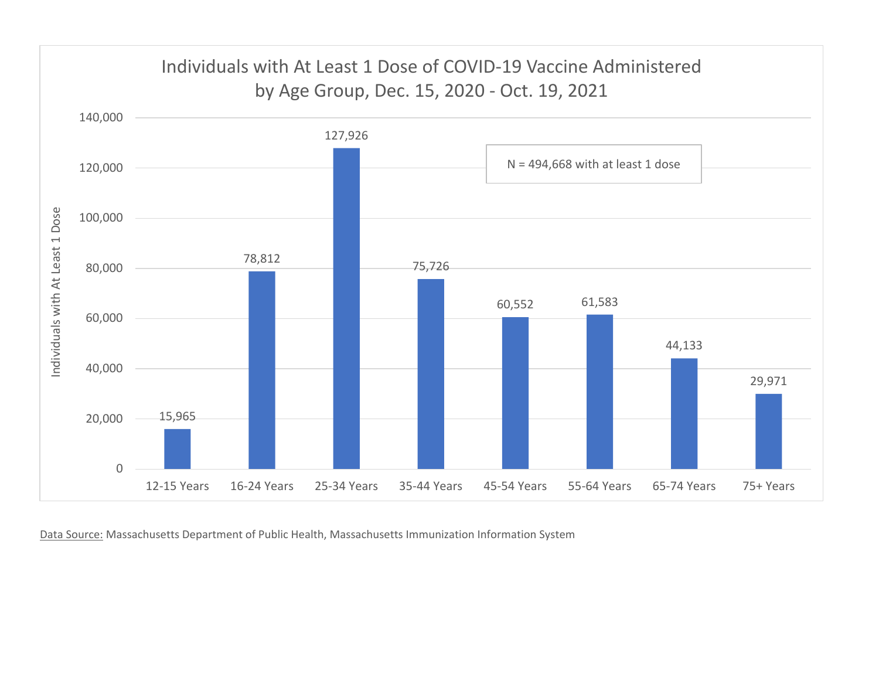# Individuals with At Least 1 Dose of COVID-19 Vaccine Administered by Age Group, Dec. 15, 2020 - Oct. 19, 2021

N = 494,668 with at least 1 dose

| Age Group | Individuals with At Least 1 Dose |
|---|---|
| 12-15 Years | 15,965 |
| 16-24 Years | 78,812 |
| 25-34 Years | 127,926 |
| 35-44 Years | 75,726 |
| 45-54 Years | 60,552 |
| 55-64 Years | 61,583 |
| 65-74 Years | 44,133 |
| 75+ Years | 29,971 |

Data Source: Massachusetts Department of Public Health, Massachusetts Immunization Information System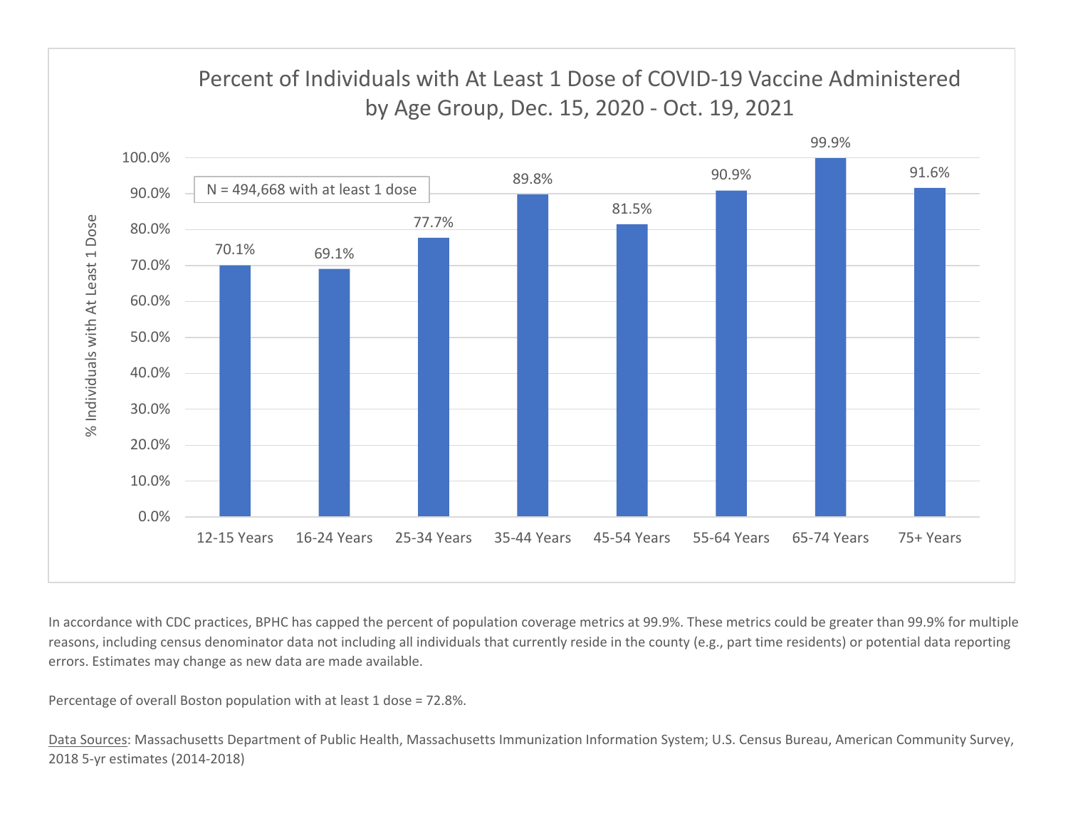## Percent of Individuals with At Least 1 Dose of COVID-19 Vaccine Administered by Age Group, Dec. 15, 2020 - Oct. 19, 2021

N = 494,668 with at least 1 dose

| Age Group | % Individuals with At Least 1 Dose |
|---|---|
| 12-15 Years | 70.1% |
| 16-24 Years | 69.1% |
| 25-34 Years | 77.7% |
| 35-44 Years | 89.8% |
| 45-54 Years | 81.5% |
| 55-64 Years | 90.9% |
| 65-74 Years | 99.9% |
| 75+ Years | 91.6% |

In accordance with CDC practices, BPHC has capped the percent of population coverage metrics at 99.9%. These metrics could be greater than 99.9% for multiple reasons, including census denominator data not including all individuals that currently reside in the county (e.g., part time residents) or potential data reporting errors. Estimates may change as new data are made available.

Percentage of overall Boston population with at least 1 dose = 72.8%.

Data Sources: Massachusetts Department of Public Health, Massachusetts Immunization Information System; U.S. Census Bureau, American Community Survey, 2018 5-yr estimates (2014-2018)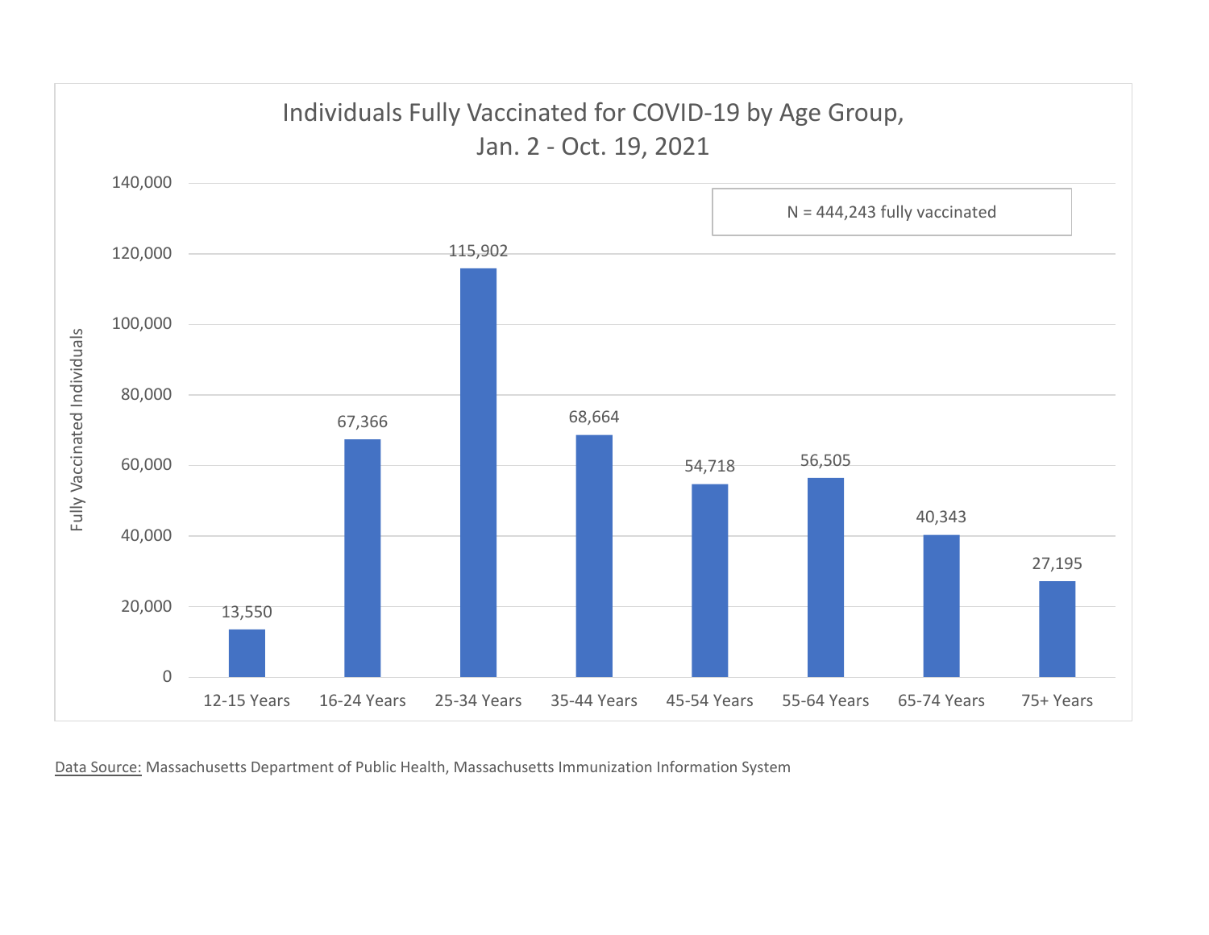## Individuals Fully Vaccinated for COVID-19 by Age Group, Jan. 2 - Oct. 19, 2021

N = 444,243 fully vaccinated

| Age Group | Fully Vaccinated Individuals |
|---|---|
| 12-15 Years | 13,550 |
| 16-24 Years | 67,366 |
| 25-34 Years | 115,902 |
| 35-44 Years | 68,664 |
| 45-54 Years | 54,718 |
| 55-64 Years | 56,505 |
| 65-74 Years | 40,343 |
| 75+ Years | 27,195 |

Data Source: Massachusetts Department of Public Health, Massachusetts Immunization Information System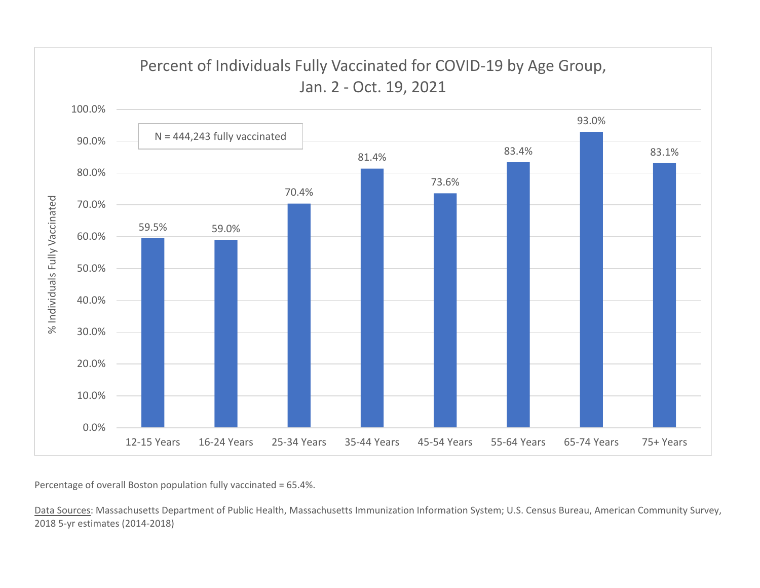## Percent of Individuals Fully Vaccinated for COVID-19 by Age Group, Jan. 2 - Oct. 19, 2021

N = 444,243 fully vaccinated

| Age Group | % Individuals Fully Vaccinated |
|---|---|
| 12-15 Years | 59.5% |
| 16-24 Years | 59.0% |
| 25-34 Years | 70.4% |
| 35-44 Years | 81.4% |
| 45-54 Years | 73.6% |
| 55-64 Years | 83.4% |
| 65-74 Years | 93.0% |
| 75+ Years | 83.1% |

Percentage of overall Boston population fully vaccinated = 65.4%.

Data Sources: Massachusetts Department of Public Health, Massachusetts Immunization Information System; U.S. Census Bureau, American Community Survey, 2018 5-yr estimates (2014-2018)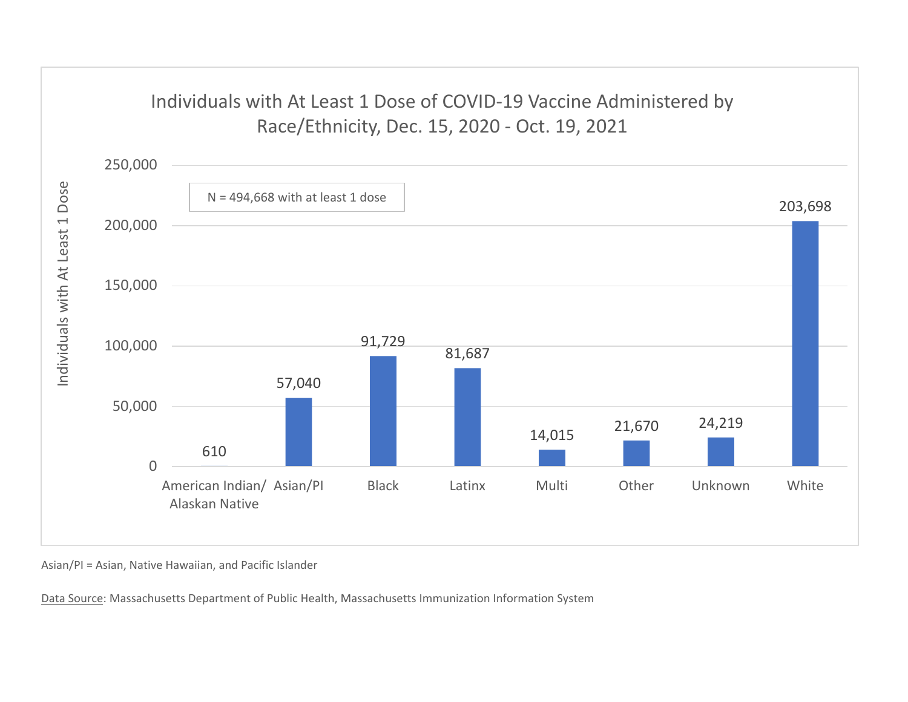## Individuals with At Least 1 Dose of COVID-19 Vaccine Administered by Race/Ethnicity, Dec. 15, 2020 - Oct. 19, 2021

N = 494,668 with at least 1 dose

| Race/Ethnicity | Individuals with At Least 1 Dose |
|---|---|
| American Indian/ Alaskan Native | 610 |
| Asian/PI | 57,040 |
| Black | 91,729 |
| Latinx | 81,687 |
| Multi | 14,015 |
| Other | 21,670 |
| Unknown | 24,219 |
| White | 203,698 |

Asian/PI = Asian, Native Hawaiian, and Pacific Islander

Data Source: Massachusetts Department of Public Health, Massachusetts Immunization Information System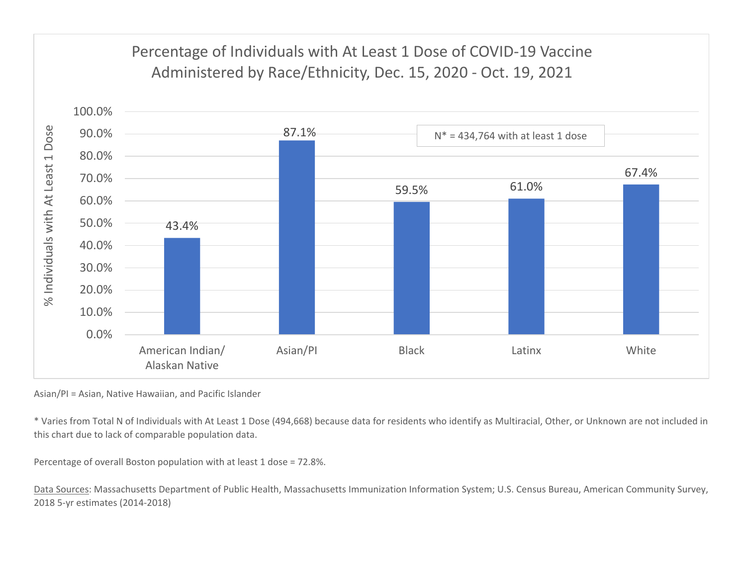## Percentage of Individuals with At Least 1 Dose of COVID-19 Vaccine Administered by Race/Ethnicity, Dec. 15, 2020 - Oct. 19, 2021

N* = 434,764 with at least 1 dose

| Race/Ethnicity | % Individuals with At Least 1 Dose |
|---|---|
| American Indian/ Alaskan Native | 43.4% |
| Asian/PI | 87.1% |
| Black | 59.5% |
| Latinx | 61.0% |
| White | 67.4% |

Asian/PI = Asian, Native Hawaiian, and Pacific Islander

* Varies from Total N of Individuals with At Least 1 Dose (494,668) because data for residents who identify as Multiracial, Other, or Unknown are not included in this chart due to lack of comparable population data.

Percentage of overall Boston population with at least 1 dose = 72.8%.

Data Sources: Massachusetts Department of Public Health, Massachusetts Immunization Information System; U.S. Census Bureau, American Community Survey, 2018 5-yr estimates (2014-2018)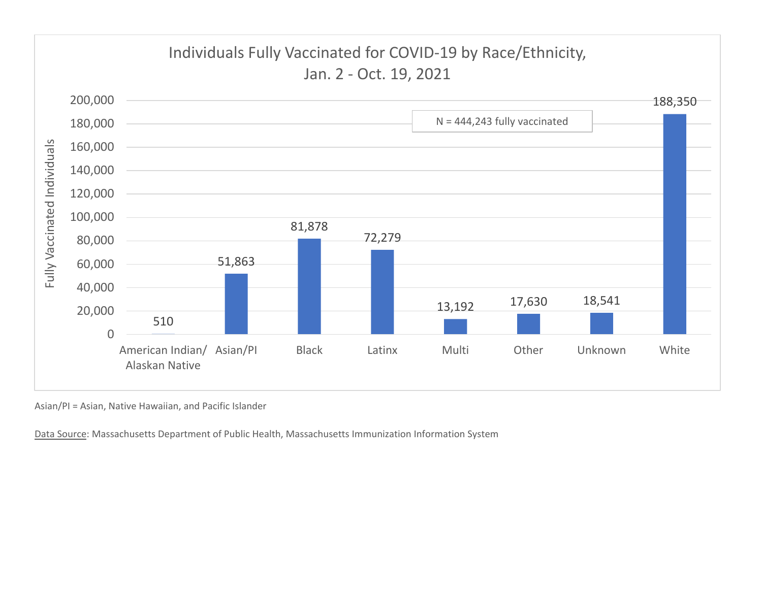## Individuals Fully Vaccinated for COVID-19 by Race/Ethnicity, Jan. 2 - Oct. 19, 2021

N = 444,243 fully vaccinated

| Race/Ethnicity | Fully Vaccinated Individuals |
| --- | --- |
| American Indian/ Alaskan Native | 510 |
| Asian/PI | 51,863 |
| Black | 81,878 |
| Latinx | 72,279 |
| Multi | 13,192 |
| Other | 17,630 |
| Unknown | 18,541 |
| White | 188,350 |

Asian/PI = Asian, Native Hawaiian, and Pacific Islander

Data Source: Massachusetts Department of Public Health, Massachusetts Immunization Information System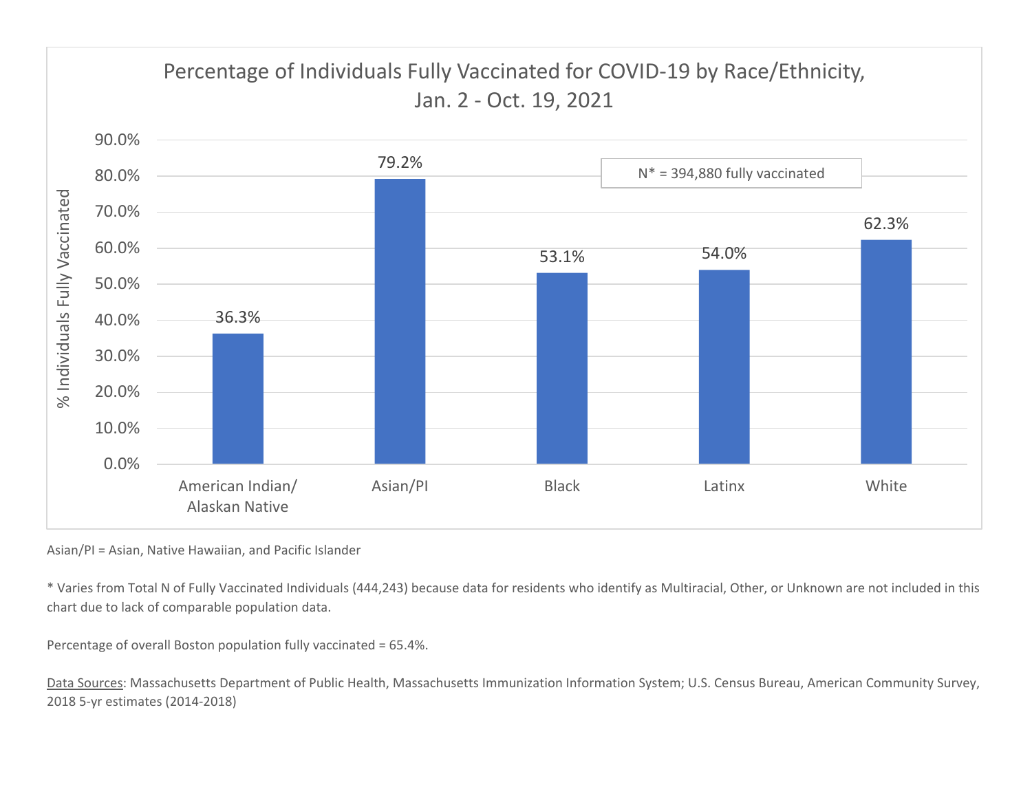## Percentage of Individuals Fully Vaccinated for COVID-19 by Race/Ethnicity, Jan. 2 - Oct. 19, 2021

N* = 394,880 fully vaccinated

| Race/Ethnicity | % Individuals Fully Vaccinated |
| --- | --- |
| American Indian/ Alaskan Native | 36.3% |
| Asian/PI | 79.2% |
| Black | 53.1% |
| Latinx | 54.0% |
| White | 62.3% |

Asian/PI = Asian, Native Hawaiian, and Pacific Islander

* Varies from Total N of Fully Vaccinated Individuals (444,243) because data for residents who identify as Multiracial, Other, or Unknown are not included in this chart due to lack of comparable population data.

Percentage of overall Boston population fully vaccinated = 65.4%.

Data Sources: Massachusetts Department of Public Health, Massachusetts Immunization Information System; U.S. Census Bureau, American Community Survey, 2018 5-yr estimates (2014-2018)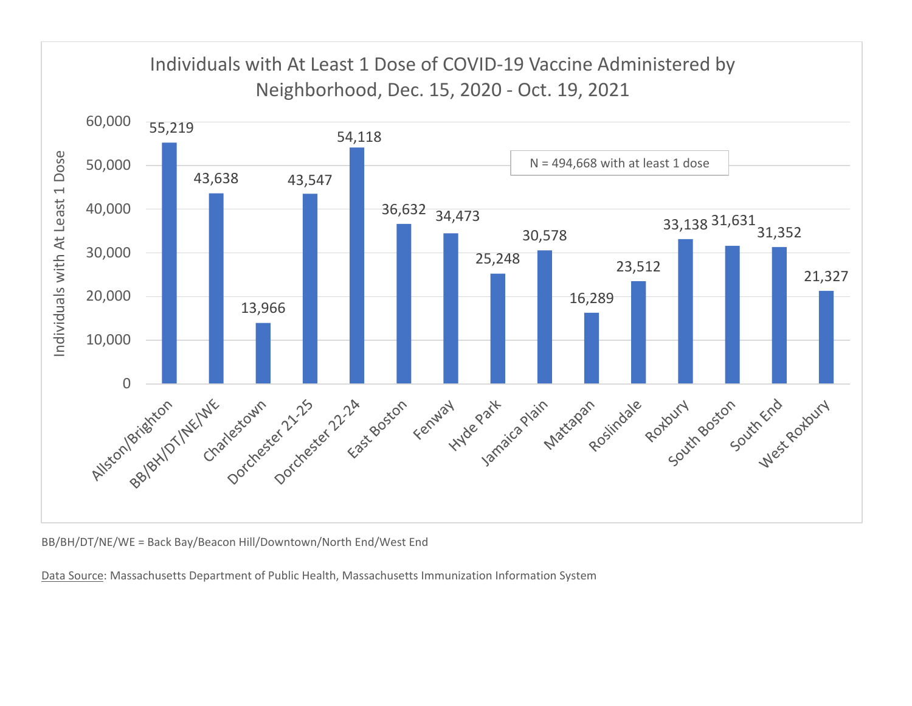## Individuals with At Least 1 Dose of COVID-19 Vaccine Administered by Neighborhood, Dec. 15, 2020 - Oct. 19, 2021

N = 494,668 with at least 1 dose

| Neighborhood | Individuals with At Least 1 Dose |
|---|---|
| Allston/Brighton | 55,219 |
| BB/BH/DT/NE/WE | 43,638 |
| Charlestown | 13,966 |
| Dorchester 21-25 | 43,547 |
| Dorchester 22-24 | 54,118 |
| East Boston | 36,632 |
| Fenway | 34,473 |
| Hyde Park | 25,248 |
| Jamaica Plain | 30,578 |
| Mattapan | 16,289 |
| Roslindale | 23,512 |
| Roxbury | 33,138 |
| South Boston | 31,631 |
| South End | 31,352 |
| West Roxbury | 21,327 |

BB/BH/DT/NE/WE = Back Bay/Beacon Hill/Downtown/North End/West End

Data Source: Massachusetts Department of Public Health, Massachusetts Immunization Information System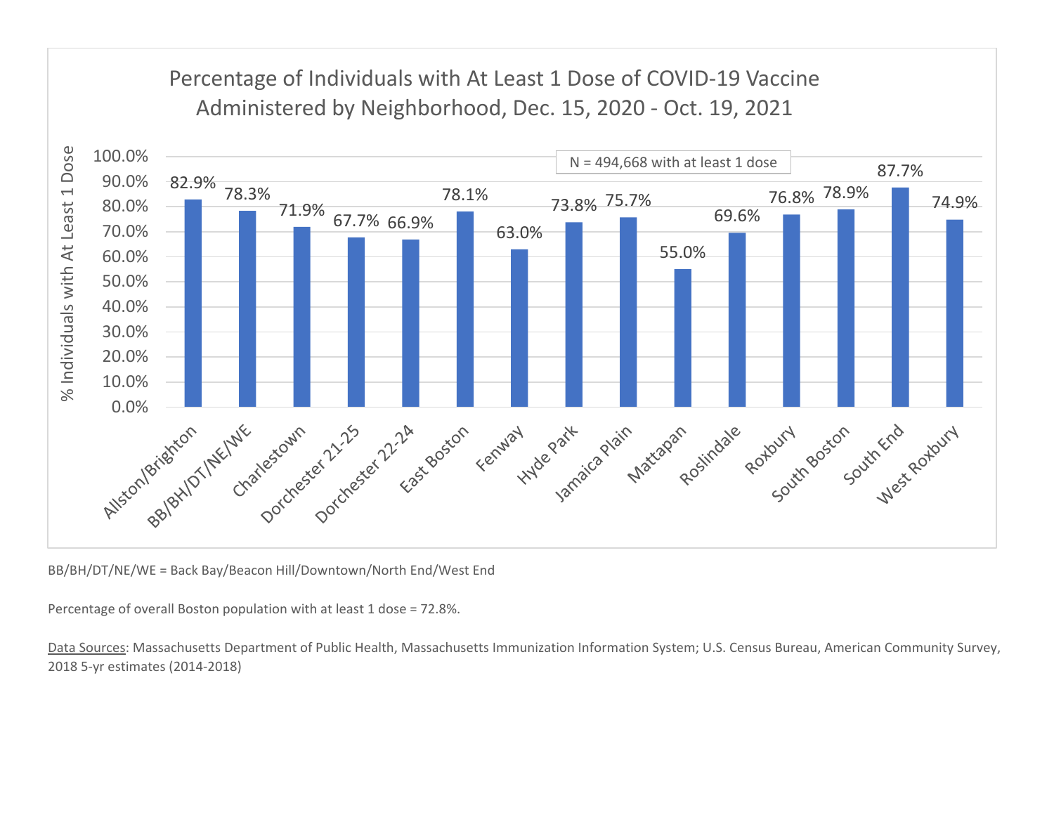## Percentage of Individuals with At Least 1 Dose of COVID-19 Vaccine Administered by Neighborhood, Dec. 15, 2020 - Oct. 19, 2021

N = 494,668 with at least 1 dose

| Neighborhood | % Individuals with At Least 1 Dose |
|---|---|
| Allston/Brighton | 82.9% |
| BB/BH/DT/NE/WE | 78.3% |
| Charlestown | 71.9% |
| Dorchester 21-25 | 67.7% |
| Dorchester 22-24 | 66.9% |
| East Boston | 78.1% |
| Fenway | 63.0% |
| Hyde Park | 73.8% |
| Jamaica Plain | 75.7% |
| Mattapan | 55.0% |
| Roslindale | 69.6% |
| Roxbury | 76.8% |
| South Boston | 78.9% |
| South End | 87.7% |
| West Roxbury | 74.9% |

BB/BH/DT/NE/WE = Back Bay/Beacon Hill/Downtown/North End/West End

Percentage of overall Boston population with at least 1 dose = 72.8%.

Data Sources: Massachusetts Department of Public Health, Massachusetts Immunization Information System; U.S. Census Bureau, American Community Survey, 2018 5-yr estimates (2014-2018)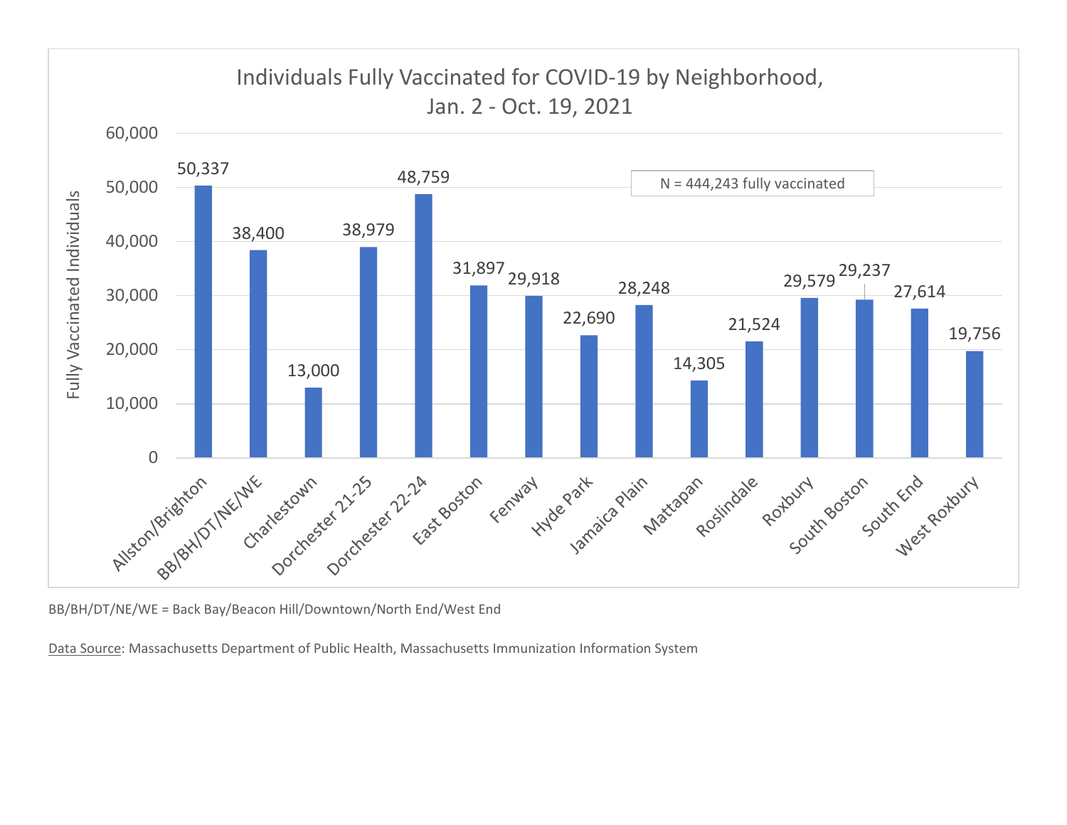## Individuals Fully Vaccinated for COVID-19 by Neighborhood, Jan. 2 - Oct. 19, 2021

N = 444,243 fully vaccinated

| Neighborhood | Fully Vaccinated Individuals |
| --- | --- |
| Allston/Brighton | 50,337 |
| BB/BH/DT/NE/WE | 38,400 |
| Charlestown | 13,000 |
| Dorchester 21-25 | 38,979 |
| Dorchester 22-24 | 48,759 |
| East Boston | 31,897 |
| Fenway | 29,918 |
| Hyde Park | 22,690 |
| Jamaica Plain | 28,248 |
| Mattapan | 14,305 |
| Roslindale | 21,524 |
| Roxbury | 29,579 |
| South Boston | 29,237 |
| South End | 27,614 |
| West Roxbury | 19,756 |

BB/BH/DT/NE/WE = Back Bay/Beacon Hill/Downtown/North End/West End

Data Source: Massachusetts Department of Public Health, Massachusetts Immunization Information System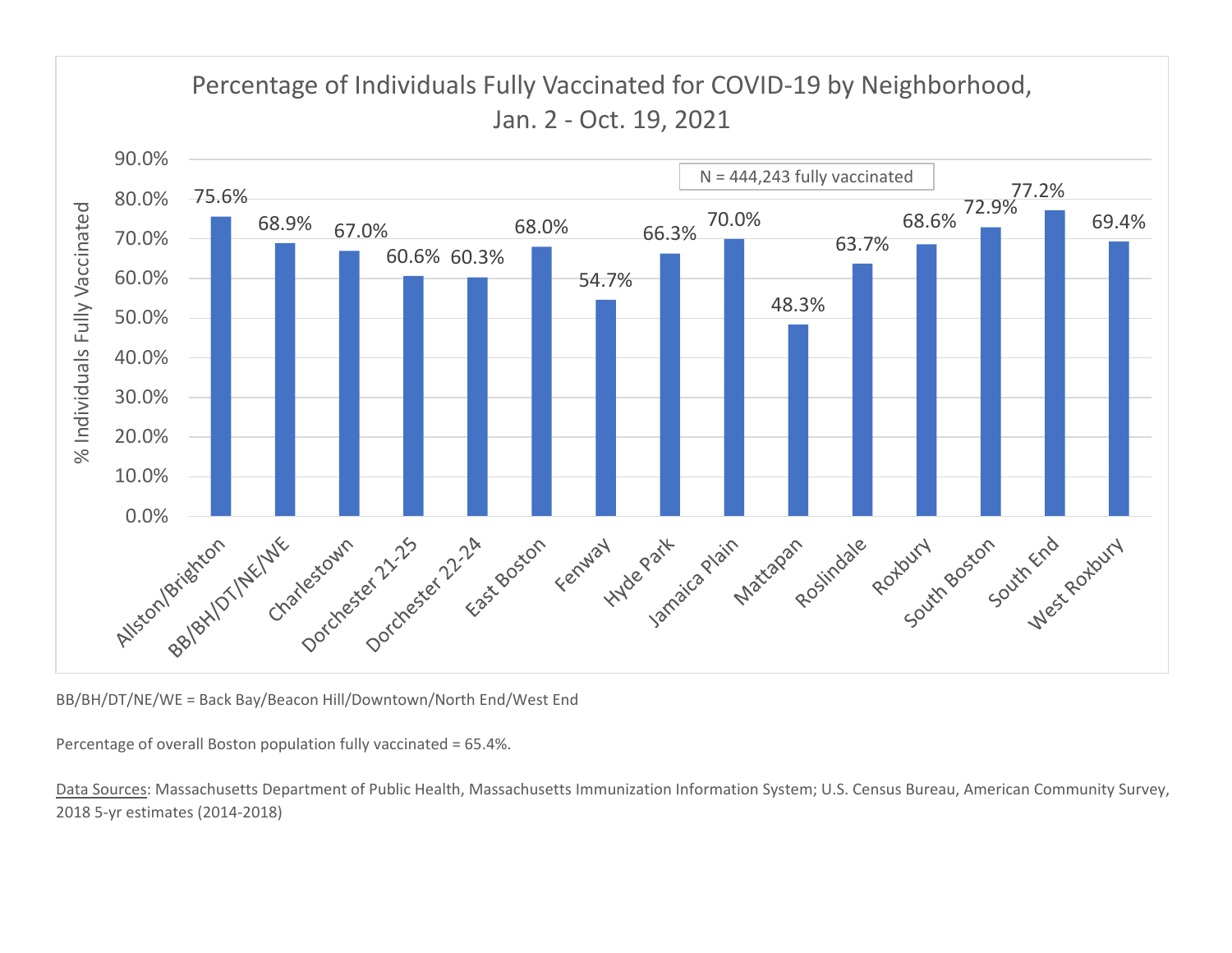## Percentage of Individuals Fully Vaccinated for COVID-19 by Neighborhood, Jan. 2 - Oct. 19, 2021

N = 444,243 fully vaccinated

| Neighborhood | % Individuals Fully Vaccinated |
|---|---|
| Allston/Brighton | 75.6% |
| BB/BH/DT/NE/WE | 68.9% |
| Charlestown | 67.0% |
| Dorchester 21-25 | 60.6% |
| Dorchester 22-24 | 60.3% |
| East Boston | 68.0% |
| Fenway | 54.7% |
| Hyde Park | 66.3% |
| Jamaica Plain | 70.0% |
| Mattapan | 48.3% |
| Roslindale | 63.7% |
| Roxbury | 68.6% |
| South Boston | 72.9% |
| South End | 77.2% |
| West Roxbury | 69.4% |

BB/BH/DT/NE/WE = Back Bay/Beacon Hill/Downtown/North End/West End

Percentage of overall Boston population fully vaccinated = 65.4%.

Data Sources: Massachusetts Department of Public Health, Massachusetts Immunization Information System; U.S. Census Bureau, American Community Survey, 2018 5-yr estimates (2014-2018)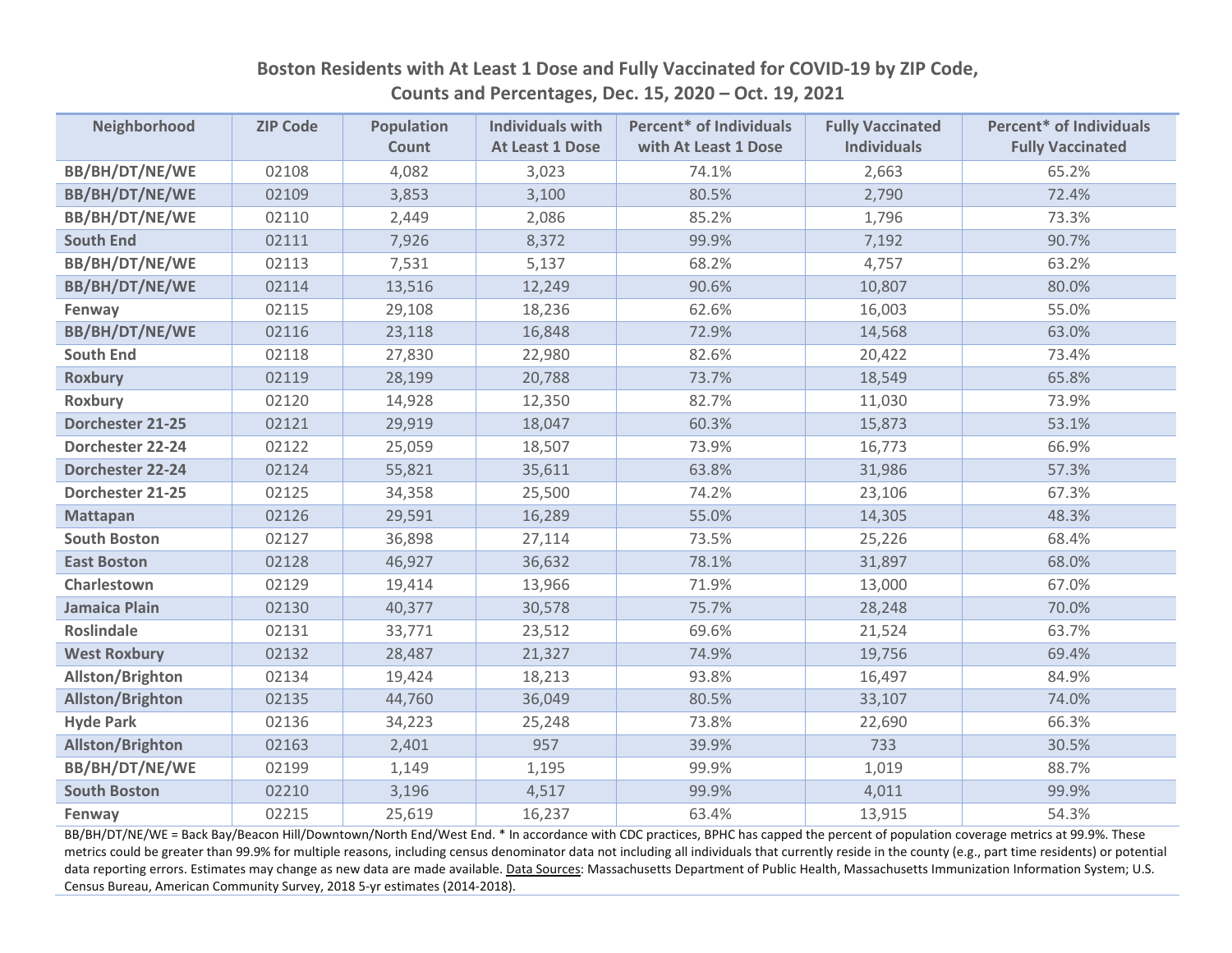## Boston Residents with At Least 1 Dose and Fully Vaccinated for COVID-19 by ZIP Code, Counts and Percentages, Dec. 15, 2020 – Oct. 19, 2021

| Neighborhood | ZIP Code | Population Count | Individuals with At Least 1 Dose | Percent* of Individuals with At Least 1 Dose | Fully Vaccinated Individuals | Percent* of Individuals Fully Vaccinated |
|---|---|---|---|---|---|---|
| **BB/BH/DT/NE/WE** | 02108 | 4,082 | 3,023 | 74.1% | 2,663 | 65.2% |
| **BB/BH/DT/NE/WE** | 02109 | 3,853 | 3,100 | 80.5% | 2,790 | 72.4% |
| **BB/BH/DT/NE/WE** | 02110 | 2,449 | 2,086 | 85.2% | 1,796 | 73.3% |
| **South End** | 02111 | 7,926 | 8,372 | 99.9% | 7,192 | 90.7% |
| **BB/BH/DT/NE/WE** | 02113 | 7,531 | 5,137 | 68.2% | 4,757 | 63.2% |
| **BB/BH/DT/NE/WE** | 02114 | 13,516 | 12,249 | 90.6% | 10,807 | 80.0% |
| **Fenway** | 02115 | 29,108 | 18,236 | 62.6% | 16,003 | 55.0% |
| **BB/BH/DT/NE/WE** | 02116 | 23,118 | 16,848 | 72.9% | 14,568 | 63.0% |
| **South End** | 02118 | 27,830 | 22,980 | 82.6% | 20,422 | 73.4% |
| **Roxbury** | 02119 | 28,199 | 20,788 | 73.7% | 18,549 | 65.8% |
| **Roxbury** | 02120 | 14,928 | 12,350 | 82.7% | 11,030 | 73.9% |
| **Dorchester 21-25** | 02121 | 29,919 | 18,047 | 60.3% | 15,873 | 53.1% |
| **Dorchester 22-24** | 02122 | 25,059 | 18,507 | 73.9% | 16,773 | 66.9% |
| **Dorchester 22-24** | 02124 | 55,821 | 35,611 | 63.8% | 31,986 | 57.3% |
| **Dorchester 21-25** | 02125 | 34,358 | 25,500 | 74.2% | 23,106 | 67.3% |
| **Mattapan** | 02126 | 29,591 | 16,289 | 55.0% | 14,305 | 48.3% |
| **South Boston** | 02127 | 36,898 | 27,114 | 73.5% | 25,226 | 68.4% |
| **East Boston** | 02128 | 46,927 | 36,632 | 78.1% | 31,897 | 68.0% |
| **Charlestown** | 02129 | 19,414 | 13,966 | 71.9% | 13,000 | 67.0% |
| **Jamaica Plain** | 02130 | 40,377 | 30,578 | 75.7% | 28,248 | 70.0% |
| **Roslindale** | 02131 | 33,771 | 23,512 | 69.6% | 21,524 | 63.7% |
| **West Roxbury** | 02132 | 28,487 | 21,327 | 74.9% | 19,756 | 69.4% |
| **Allston/Brighton** | 02134 | 19,424 | 18,213 | 93.8% | 16,497 | 84.9% |
| **Allston/Brighton** | 02135 | 44,760 | 36,049 | 80.5% | 33,107 | 74.0% |
| **Hyde Park** | 02136 | 34,223 | 25,248 | 73.8% | 22,690 | 66.3% |
| **Allston/Brighton** | 02163 | 2,401 | 957 | 39.9% | 733 | 30.5% |
| **BB/BH/DT/NE/WE** | 02199 | 1,149 | 1,195 | 99.9% | 1,019 | 88.7% |
| **South Boston** | 02210 | 3,196 | 4,517 | 99.9% | 4,011 | 99.9% |
| **Fenway** | 02215 | 25,619 | 16,237 | 63.4% | 13,915 | 54.3% |

BB/BH/DT/NE/WE = Back Bay/Beacon Hill/Downtown/North End/West End. * In accordance with CDC practices, BPHC has capped the percent of population coverage metrics at 99.9%. These metrics could be greater than 99.9% for multiple reasons, including census denominator data not including all individuals that currently reside in the county (e.g., part time residents) or potential data reporting errors. Estimates may change as new data are made available. Data Sources: Massachusetts Department of Public Health, Massachusetts Immunization Information System; U.S. Census Bureau, American Community Survey, 2018 5-yr estimates (2014-2018).